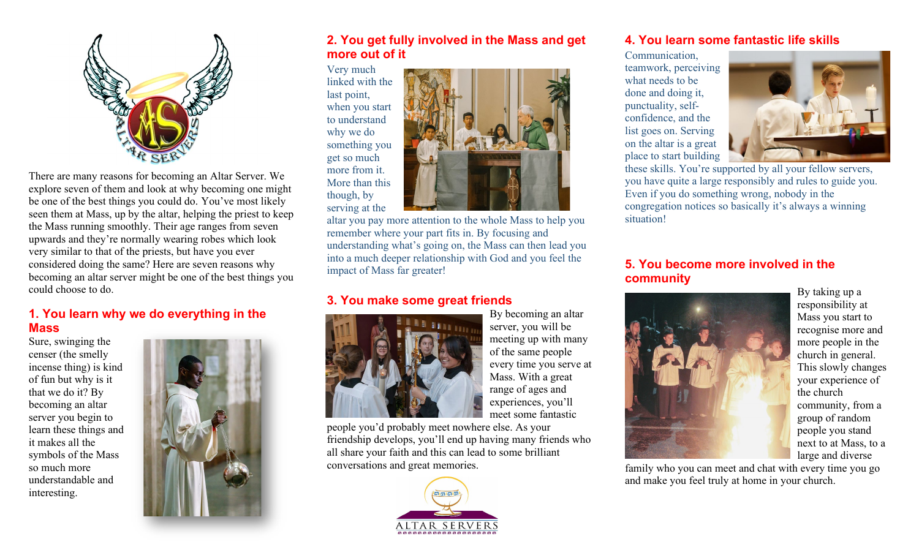There are many reasons for becoming an Altar Server. We explore seven of them and look at why becoming one might be one of the best things you could do. You've most likely seen them at Mass, up by the altar, helping the priest to keep the Mass running smoothly. Their age ranges from seven upwards and they're normally wearing robes which look very similar to that of the priests, but have you ever considered doing the same? Here are seven reasons why becoming an altar server might be one of the best things you could choose to do.

## 1. You learn why we do everything in the Mass

Sure, swinging the censer (the smelly incense thing) is kind of fun but why is it that we do it? By becoming an altar server you begin to learn these things and it makes all the symbols of the Mass so much more understandable and interesting.

## 2. You get fully involved in the Mass and get more out of it

Very much linked with the last point, when you start to understand why we do something you get so much more from it. More than this though, by serving at the altar you pay more attention to the whole Mass to help you remember where your part fits in. By focusing and understanding what's going on, the Mass can then lead you into a much deeper relationship with God and you feel the impact of Mass far greater!

## 3. You make some great friends

By becoming an altar server, you will be meeting up with many of the same people every time you serve at Mass. With a great range of ages and experiences, you'll meet some fantastic people you'd probably meet nowhere else. As your friendship develops, you'll end up having many friends who all share your faith and this can lead to some brilliant conversations and great memories.

ALTAR SERVERS

## 4. You learn some fantastic life skills

Communication, teamwork, perceiving what needs to be done and doing it, punctuality, self-confidence, and the list goes on. Serving on the altar is a great place to start building these skills. You're supported by all your fellow servers, you have quite a large responsibly and rules to guide you. Even if you do something wrong, nobody in the congregation notices so basically it's always a winning situation!

## 5. You become more involved in the community

By taking up a responsibility at Mass you start to recognise more and more people in the church in general. This slowly changes your experience of the church community, from a group of random people you stand next to at Mass, to a large and diverse family who you can meet and chat with every time you go and make you feel truly at home in your church.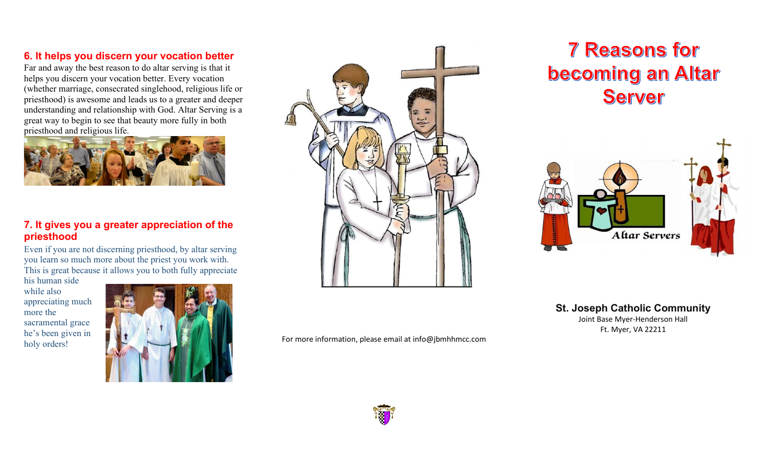## 6. It helps you discern your vocation better

Far and away the best reason to do altar serving is that it helps you discern your vocation better. Every vocation (whether marriage, consecrated singlehood, religious life or priesthood) is awesome and leads us to a greater and deeper understanding and relationship with God. Altar Serving is a great way to begin to see that beauty more fully in both priesthood and religious life.

## 7. It gives you a greater appreciation of the priesthood

Even if you are not discerning priesthood, by altar serving you learn so much more about the priest you work with. This is great because it allows you to both fully appreciate his human side while also appreciating much more the sacramental grace he's been given in holy orders!

For more information, please email at info@jbmhhmcc.com

# 7 Reasons for becoming an Altar Server

Altar Servers

**St. Joseph Catholic Community**
Joint Base Myer-Henderson Hall
Ft. Myer, VA 22211